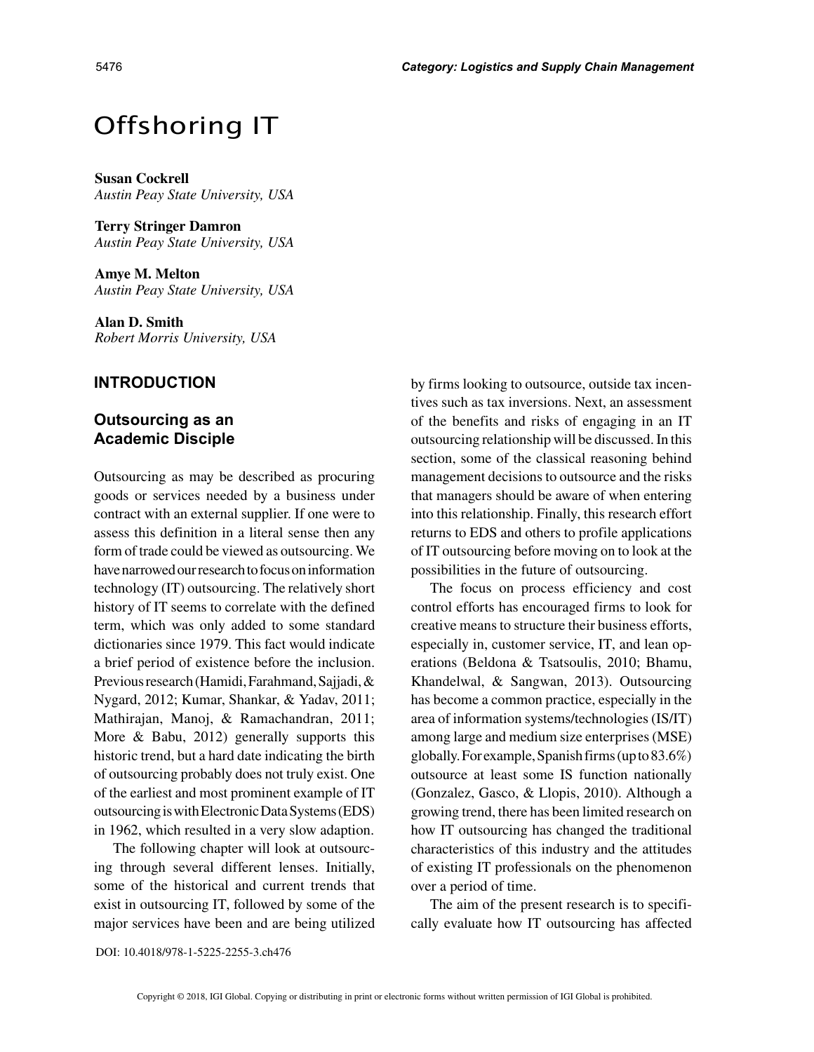# Offshoring IT

**Susan Cockrell**
*Austin Peay State University, USA*

**Terry Stringer Damron**
*Austin Peay State University, USA*

**Amye M. Melton**
*Austin Peay State University, USA*

**Alan D. Smith**
*Robert Morris University, USA*

## INTRODUCTION

### Outsourcing as an Academic Disciple

Outsourcing as may be described as procuring goods or services needed by a business under contract with an external supplier. If one were to assess this definition in a literal sense then any form of trade could be viewed as outsourcing. We have narrowed our research to focus on information technology (IT) outsourcing. The relatively short history of IT seems to correlate with the defined term, which was only added to some standard dictionaries since 1979. This fact would indicate a brief period of existence before the inclusion. Previous research (Hamidi, Farahmand, Sajjadi, & Nygard, 2012; Kumar, Shankar, & Yadav, 2011; Mathirajan, Manoj, & Ramachandran, 2011; More & Babu, 2012) generally supports this historic trend, but a hard date indicating the birth of outsourcing probably does not truly exist. One of the earliest and most prominent example of IT outsourcing is with Electronic Data Systems (EDS) in 1962, which resulted in a very slow adaption.

The following chapter will look at outsourcing through several different lenses. Initially, some of the historical and current trends that exist in outsourcing IT, followed by some of the major services have been and are being utilized by firms looking to outsource, outside tax incentives such as tax inversions. Next, an assessment of the benefits and risks of engaging in an IT outsourcing relationship will be discussed. In this section, some of the classical reasoning behind management decisions to outsource and the risks that managers should be aware of when entering into this relationship. Finally, this research effort returns to EDS and others to profile applications of IT outsourcing before moving on to look at the possibilities in the future of outsourcing.

The focus on process efficiency and cost control efforts has encouraged firms to look for creative means to structure their business efforts, especially in, customer service, IT, and lean operations (Beldona & Tsatsoulis, 2010; Bhamu, Khandelwal, & Sangwan, 2013). Outsourcing has become a common practice, especially in the area of information systems/technologies (IS/IT) among large and medium size enterprises (MSE) globally. For example, Spanish firms (up to 83.6%) outsource at least some IS function nationally (Gonzalez, Gasco, & Llopis, 2010). Although a growing trend, there has been limited research on how IT outsourcing has changed the traditional characteristics of this industry and the attitudes of existing IT professionals on the phenomenon over a period of time.

The aim of the present research is to specifically evaluate how IT outsourcing has affected

DOI: 10.4018/978-1-5225-2255-3.ch476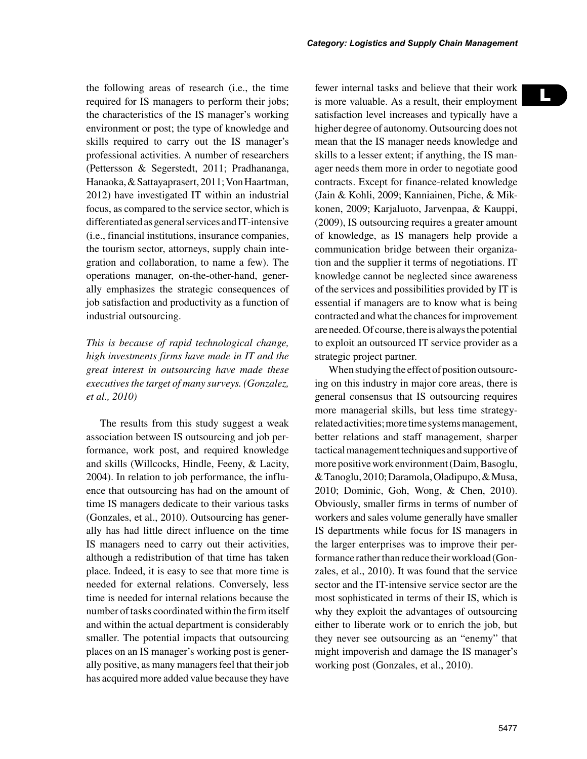the following areas of research (i.e., the time required for IS managers to perform their jobs; the characteristics of the IS manager's working environment or post; the type of knowledge and skills required to carry out the IS manager's professional activities. A number of researchers (Pettersson & Segerstedt, 2011; Pradhananga, Hanaoka, & Sattayaprasert, 2011; Von Haartman, 2012) have investigated IT within an industrial focus, as compared to the service sector, which is differentiated as general services and IT-intensive (i.e., financial institutions, insurance companies, the tourism sector, attorneys, supply chain integration and collaboration, to name a few). The operations manager, on-the-other-hand, generally emphasizes the strategic consequences of job satisfaction and productivity as a function of industrial outsourcing.

*This is because of rapid technological change, high investments firms have made in IT and the great interest in outsourcing have made these executives the target of many surveys. (Gonzalez, et al., 2010)*

The results from this study suggest a weak association between IS outsourcing and job performance, work post, and required knowledge and skills (Willcocks, Hindle, Feeny, & Lacity, 2004). In relation to job performance, the influence that outsourcing has had on the amount of time IS managers dedicate to their various tasks (Gonzales, et al., 2010). Outsourcing has generally has had little direct influence on the time IS managers need to carry out their activities, although a redistribution of that time has taken place. Indeed, it is easy to see that more time is needed for external relations. Conversely, less time is needed for internal relations because the number of tasks coordinated within the firm itself and within the actual department is considerably smaller. The potential impacts that outsourcing places on an IS manager's working post is generally positive, as many managers feel that their job has acquired more added value because they have fewer internal tasks and believe that their work is more valuable. As a result, their employment satisfaction level increases and typically have a higher degree of autonomy. Outsourcing does not mean that the IS manager needs knowledge and skills to a lesser extent; if anything, the IS manager needs them more in order to negotiate good contracts. Except for finance-related knowledge (Jain & Kohli, 2009; Kanniainen, Piche, & Mikkonen, 2009; Karjaluoto, Jarvenpaa, & Kauppi, (2009), IS outsourcing requires a greater amount of knowledge, as IS managers help provide a communication bridge between their organization and the supplier it terms of negotiations. IT knowledge cannot be neglected since awareness of the services and possibilities provided by IT is essential if managers are to know what is being contracted and what the chances for improvement are needed. Of course, there is always the potential to exploit an outsourced IT service provider as a strategic project partner.

When studying the effect of position outsourcing on this industry in major core areas, there is general consensus that IS outsourcing requires more managerial skills, but less time strategy-related activities; more time systems management, better relations and staff management, sharper tactical management techniques and supportive of more positive work environment (Daim, Basoglu, & Tanoglu, 2010; Daramola, Oladipupo, & Musa, 2010; Dominic, Goh, Wong, & Chen, 2010). Obviously, smaller firms in terms of number of workers and sales volume generally have smaller IS departments while focus for IS managers in the larger enterprises was to improve their performance rather than reduce their workload (Gonzales, et al., 2010). It was found that the service sector and the IT-intensive service sector are the most sophisticated in terms of their IS, which is why they exploit the advantages of outsourcing either to liberate work or to enrich the job, but they never see outsourcing as an "enemy" that might impoverish and damage the IS manager's working post (Gonzales, et al., 2010).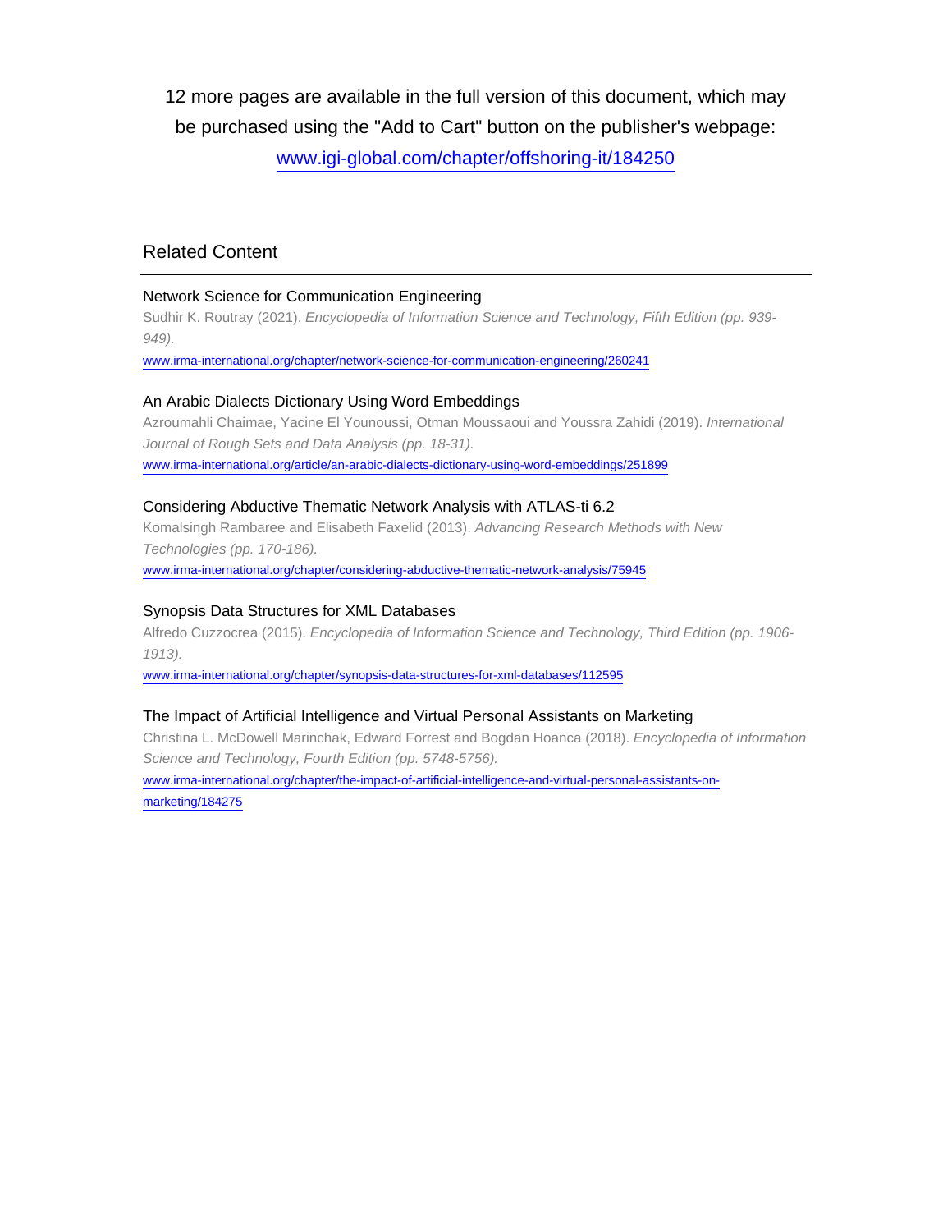12 more pages are available in the full version of this document, which may be purchased using the "Add to Cart" button on the publisher's webpage:
www.igi-global.com/chapter/offshoring-it/184250

## Related Content

Network Science for Communication Engineering
Sudhir K. Routray (2021). *Encyclopedia of Information Science and Technology, Fifth Edition (pp. 939-949).*
www.irma-international.org/chapter/network-science-for-communication-engineering/260241

An Arabic Dialects Dictionary Using Word Embeddings
Azroumahli Chaimae, Yacine El Younoussi, Otman Moussaoui and Youssra Zahidi (2019). *International Journal of Rough Sets and Data Analysis (pp. 18-31).*
www.irma-international.org/article/an-arabic-dialects-dictionary-using-word-embeddings/251899

Considering Abductive Thematic Network Analysis with ATLAS-ti 6.2
Komalsingh Rambaree and Elisabeth Faxelid (2013). *Advancing Research Methods with New Technologies (pp. 170-186).*
www.irma-international.org/chapter/considering-abductive-thematic-network-analysis/75945

Synopsis Data Structures for XML Databases
Alfredo Cuzzocrea (2015). *Encyclopedia of Information Science and Technology, Third Edition (pp. 1906-1913).*
www.irma-international.org/chapter/synopsis-data-structures-for-xml-databases/112595

The Impact of Artificial Intelligence and Virtual Personal Assistants on Marketing
Christina L. McDowell Marinchak, Edward Forrest and Bogdan Hoanca (2018). *Encyclopedia of Information Science and Technology, Fourth Edition (pp. 5748-5756).*
www.irma-international.org/chapter/the-impact-of-artificial-intelligence-and-virtual-personal-assistants-on-marketing/184275